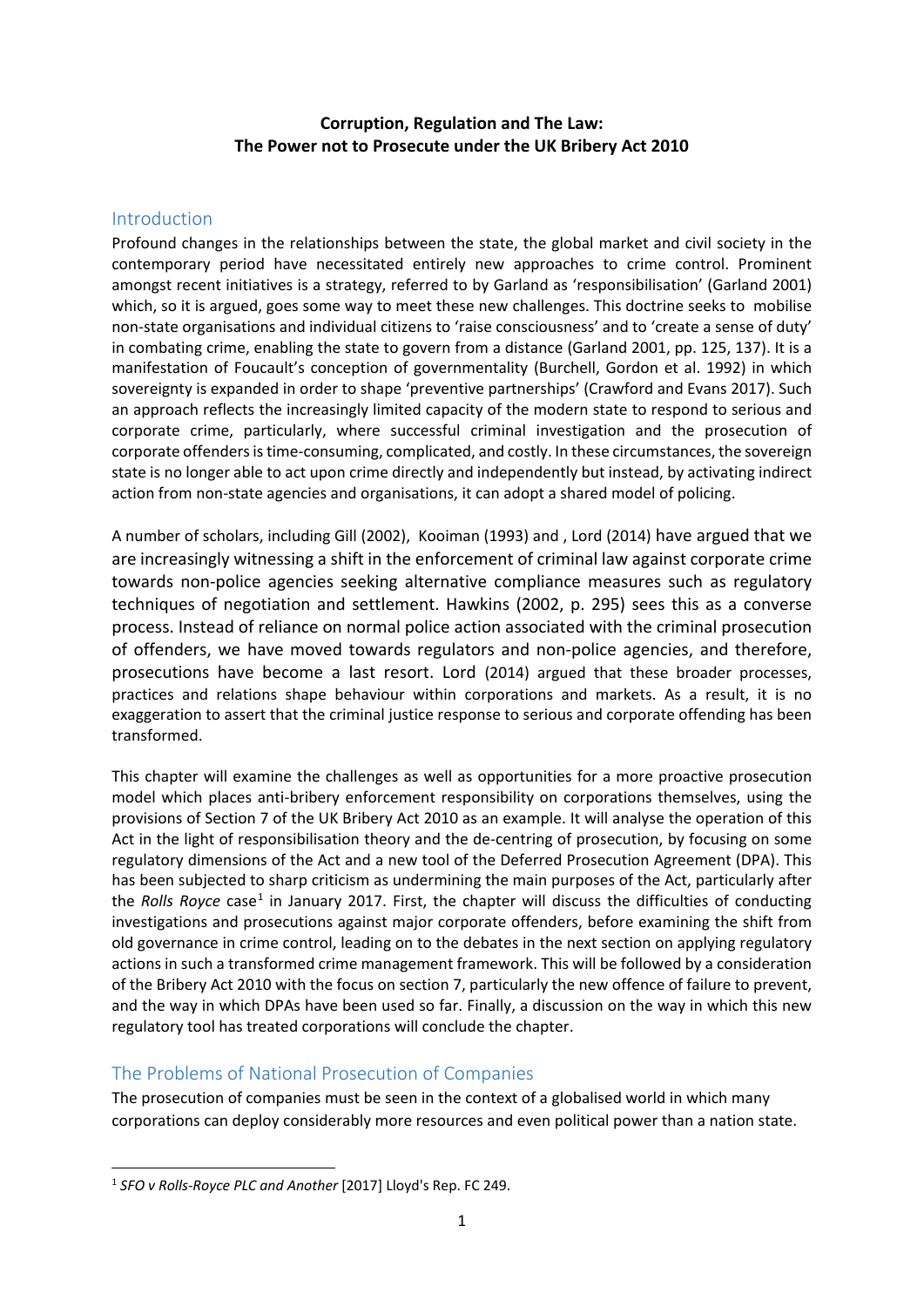**Corruption, Regulation and The Law:**
**The Power not to Prosecute under the UK Bribery Act 2010**

## Introduction

Profound changes in the relationships between the state, the global market and civil society in the contemporary period have necessitated entirely new approaches to crime control. Prominent amongst recent initiatives is a strategy, referred to by Garland as 'responsibilisation' (Garland 2001) which, so it is argued, goes some way to meet these new challenges. This doctrine seeks to mobilise non-state organisations and individual citizens to 'raise consciousness' and to 'create a sense of duty' in combating crime, enabling the state to govern from a distance (Garland 2001, pp. 125, 137). It is a manifestation of Foucault's conception of governmentality (Burchell, Gordon et al. 1992) in which sovereignty is expanded in order to shape 'preventive partnerships' (Crawford and Evans 2017). Such an approach reflects the increasingly limited capacity of the modern state to respond to serious and corporate crime, particularly, where successful criminal investigation and the prosecution of corporate offenders is time-consuming, complicated, and costly. In these circumstances, the sovereign state is no longer able to act upon crime directly and independently but instead, by activating indirect action from non-state agencies and organisations, it can adopt a shared model of policing.

A number of scholars, including Gill (2002), Kooiman (1993) and , Lord (2014) have argued that we are increasingly witnessing a shift in the enforcement of criminal law against corporate crime towards non-police agencies seeking alternative compliance measures such as regulatory techniques of negotiation and settlement. Hawkins (2002, p. 295) sees this as a converse process. Instead of reliance on normal police action associated with the criminal prosecution of offenders, we have moved towards regulators and non-police agencies, and therefore, prosecutions have become a last resort. Lord (2014) argued that these broader processes, practices and relations shape behaviour within corporations and markets. As a result, it is no exaggeration to assert that the criminal justice response to serious and corporate offending has been transformed.

This chapter will examine the challenges as well as opportunities for a more proactive prosecution model which places anti-bribery enforcement responsibility on corporations themselves, using the provisions of Section 7 of the UK Bribery Act 2010 as an example. It will analyse the operation of this Act in the light of responsibilisation theory and the de-centring of prosecution, by focusing on some regulatory dimensions of the Act and a new tool of the Deferred Prosecution Agreement (DPA). This has been subjected to sharp criticism as undermining the main purposes of the Act, particularly after the *Rolls Royce* case[1] in January 2017. First, the chapter will discuss the difficulties of conducting investigations and prosecutions against major corporate offenders, before examining the shift from old governance in crime control, leading on to the debates in the next section on applying regulatory actions in such a transformed crime management framework. This will be followed by a consideration of the Bribery Act 2010 with the focus on section 7, particularly the new offence of failure to prevent, and the way in which DPAs have been used so far. Finally, a discussion on the way in which this new regulatory tool has treated corporations will conclude the chapter.

## The Problems of National Prosecution of Companies

The prosecution of companies must be seen in the context of a globalised world in which many corporations can deploy considerably more resources and even political power than a nation state.

---

[1] *SFO v Rolls-Royce PLC and Another* [2017] Lloyd's Rep. FC 249.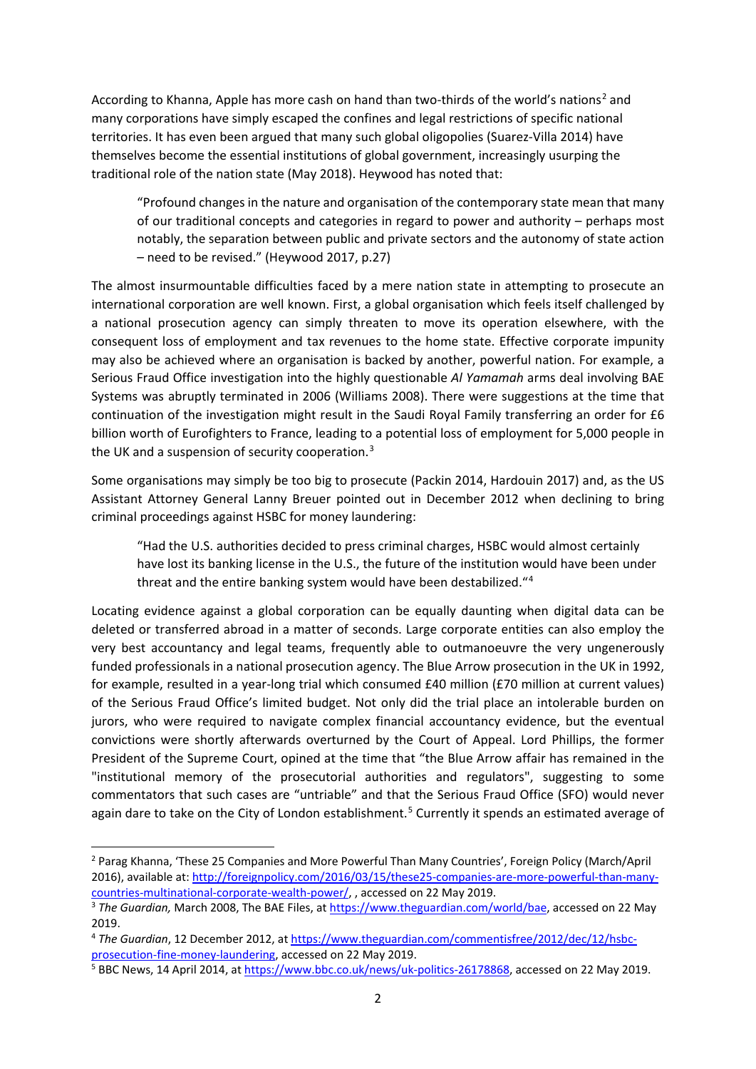According to Khanna, Apple has more cash on hand than two-thirds of the world's nations[2] and many corporations have simply escaped the confines and legal restrictions of specific national territories. It has even been argued that many such global oligopolies (Suarez-Villa 2014) have themselves become the essential institutions of global government, increasingly usurping the traditional role of the nation state (May 2018). Heywood has noted that:

> "Profound changes in the nature and organisation of the contemporary state mean that many of our traditional concepts and categories in regard to power and authority – perhaps most notably, the separation between public and private sectors and the autonomy of state action – need to be revised." (Heywood 2017, p.27)

The almost insurmountable difficulties faced by a mere nation state in attempting to prosecute an international corporation are well known. First, a global organisation which feels itself challenged by a national prosecution agency can simply threaten to move its operation elsewhere, with the consequent loss of employment and tax revenues to the home state. Effective corporate impunity may also be achieved where an organisation is backed by another, powerful nation. For example, a Serious Fraud Office investigation into the highly questionable *Al Yamamah* arms deal involving BAE Systems was abruptly terminated in 2006 (Williams 2008). There were suggestions at the time that continuation of the investigation might result in the Saudi Royal Family transferring an order for £6 billion worth of Eurofighters to France, leading to a potential loss of employment for 5,000 people in the UK and a suspension of security cooperation.[3]

Some organisations may simply be too big to prosecute (Packin 2014, Hardouin 2017) and, as the US Assistant Attorney General Lanny Breuer pointed out in December 2012 when declining to bring criminal proceedings against HSBC for money laundering:

> "Had the U.S. authorities decided to press criminal charges, HSBC would almost certainly have lost its banking license in the U.S., the future of the institution would have been under threat and the entire banking system would have been destabilized."[4]

Locating evidence against a global corporation can be equally daunting when digital data can be deleted or transferred abroad in a matter of seconds. Large corporate entities can also employ the very best accountancy and legal teams, frequently able to outmanoeuvre the very ungenerously funded professionals in a national prosecution agency. The Blue Arrow prosecution in the UK in 1992, for example, resulted in a year-long trial which consumed £40 million (£70 million at current values) of the Serious Fraud Office's limited budget. Not only did the trial place an intolerable burden on jurors, who were required to navigate complex financial accountancy evidence, but the eventual convictions were shortly afterwards overturned by the Court of Appeal. Lord Phillips, the former President of the Supreme Court, opined at the time that "the Blue Arrow affair has remained in the "institutional memory of the prosecutorial authorities and regulators", suggesting to some commentators that such cases are "untriable" and that the Serious Fraud Office (SFO) would never again dare to take on the City of London establishment.[5] Currently it spends an estimated average of

---

[2] Parag Khanna, 'These 25 Companies and More Powerful Than Many Countries', Foreign Policy (March/April 2016), available at: http://foreignpolicy.com/2016/03/15/these25-companies-are-more-powerful-than-many-countries-multinational-corporate-wealth-power/, , accessed on 22 May 2019.

[3] *The Guardian,* March 2008, The BAE Files, at https://www.theguardian.com/world/bae, accessed on 22 May 2019.

[4] *The Guardian*, 12 December 2012, at https://www.theguardian.com/commentisfree/2012/dec/12/hsbc-prosecution-fine-money-laundering, accessed on 22 May 2019.

[5] BBC News, 14 April 2014, at https://www.bbc.co.uk/news/uk-politics-26178868, accessed on 22 May 2019.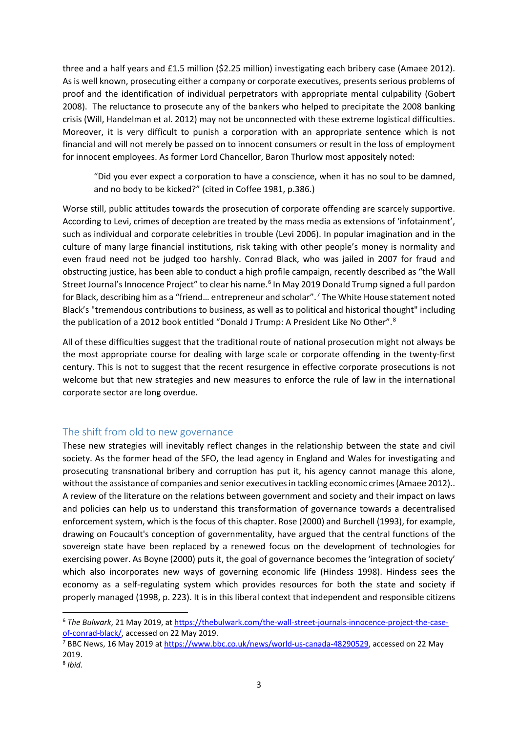three and a half years and £1.5 million ($2.25 million) investigating each bribery case (Amaee 2012). As is well known, prosecuting either a company or corporate executives, presents serious problems of proof and the identification of individual perpetrators with appropriate mental culpability (Gobert 2008). The reluctance to prosecute any of the bankers who helped to precipitate the 2008 banking crisis (Will, Handelman et al. 2012) may not be unconnected with these extreme logistical difficulties. Moreover, it is very difficult to punish a corporation with an appropriate sentence which is not financial and will not merely be passed on to innocent consumers or result in the loss of employment for innocent employees. As former Lord Chancellor, Baron Thurlow most appositely noted:

> "Did you ever expect a corporation to have a conscience, when it has no soul to be damned, and no body to be kicked?" (cited in Coffee 1981, p.386.)

Worse still, public attitudes towards the prosecution of corporate offending are scarcely supportive. According to Levi, crimes of deception are treated by the mass media as extensions of 'infotainment', such as individual and corporate celebrities in trouble (Levi 2006). In popular imagination and in the culture of many large financial institutions, risk taking with other people's money is normality and even fraud need not be judged too harshly. Conrad Black, who was jailed in 2007 for fraud and obstructing justice, has been able to conduct a high profile campaign, recently described as "the Wall Street Journal's Innocence Project" to clear his name.[6] In May 2019 Donald Trump signed a full pardon for Black, describing him as a "friend… entrepreneur and scholar".[7] The White House statement noted Black's "tremendous contributions to business, as well as to political and historical thought" including the publication of a 2012 book entitled "Donald J Trump: A President Like No Other".[8]

All of these difficulties suggest that the traditional route of national prosecution might not always be the most appropriate course for dealing with large scale or corporate offending in the twenty-first century. This is not to suggest that the recent resurgence in effective corporate prosecutions is not welcome but that new strategies and new measures to enforce the rule of law in the international corporate sector are long overdue.

## The shift from old to new governance

These new strategies will inevitably reflect changes in the relationship between the state and civil society. As the former head of the SFO, the lead agency in England and Wales for investigating and prosecuting transnational bribery and corruption has put it, his agency cannot manage this alone, without the assistance of companies and senior executives in tackling economic crimes (Amaee 2012).. A review of the literature on the relations between government and society and their impact on laws and policies can help us to understand this transformation of governance towards a decentralised enforcement system, which is the focus of this chapter. Rose (2000) and Burchell (1993), for example, drawing on Foucault's conception of governmentality, have argued that the central functions of the sovereign state have been replaced by a renewed focus on the development of technologies for exercising power. As Boyne (2000) puts it, the goal of governance becomes the 'integration of society' which also incorporates new ways of governing economic life (Hindess 1998). Hindess sees the economy as a self-regulating system which provides resources for both the state and society if properly managed (1998, p. 223). It is in this liberal context that independent and responsible citizens

---

[6] *The Bulwark*, 21 May 2019, at https://thebulwark.com/the-wall-street-journals-innocence-project-the-case-of-conrad-black/, accessed on 22 May 2019.

[7] BBC News, 16 May 2019 at https://www.bbc.co.uk/news/world-us-canada-48290529, accessed on 22 May 2019.

[8] *Ibid*.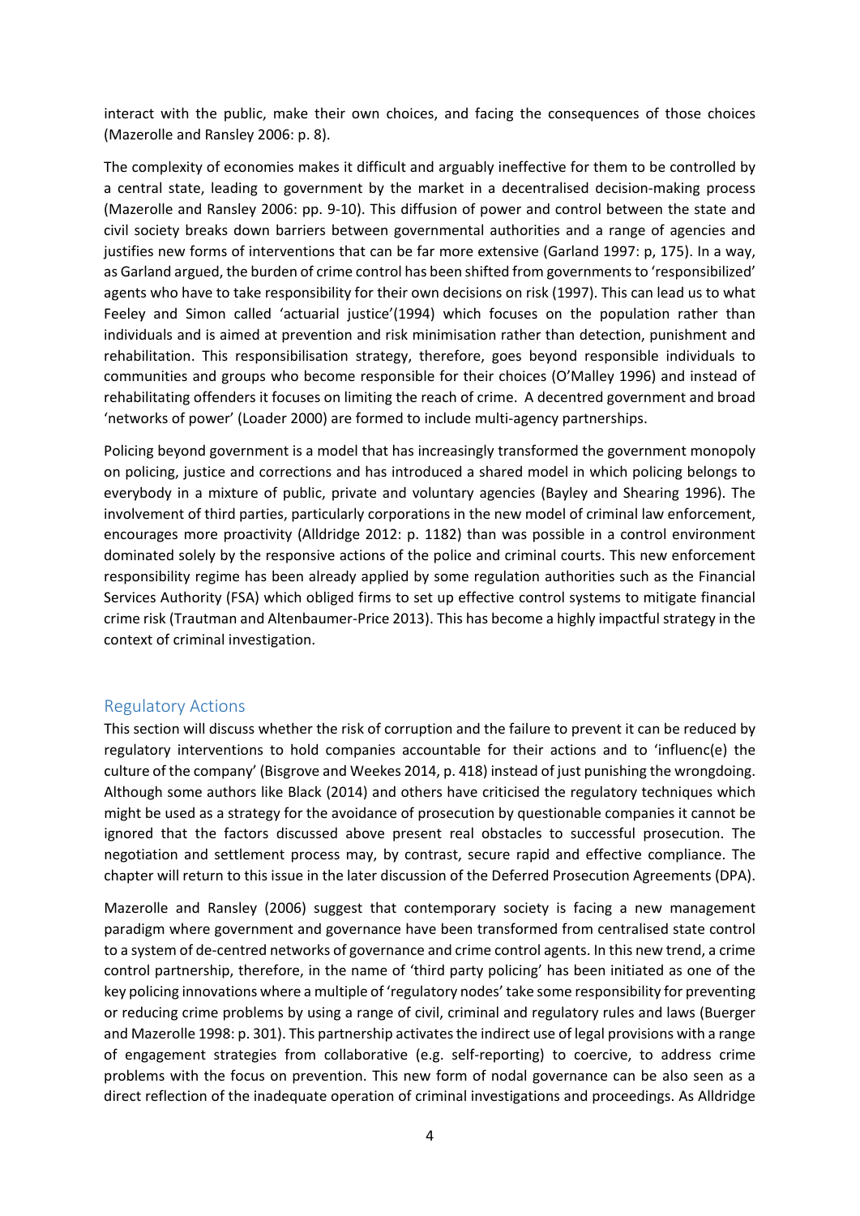interact with the public, make their own choices, and facing the consequences of those choices (Mazerolle and Ransley 2006: p. 8).

The complexity of economies makes it difficult and arguably ineffective for them to be controlled by a central state, leading to government by the market in a decentralised decision-making process (Mazerolle and Ransley 2006: pp. 9-10). This diffusion of power and control between the state and civil society breaks down barriers between governmental authorities and a range of agencies and justifies new forms of interventions that can be far more extensive (Garland 1997: p, 175). In a way, as Garland argued, the burden of crime control has been shifted from governments to 'responsibilized' agents who have to take responsibility for their own decisions on risk (1997). This can lead us to what Feeley and Simon called 'actuarial justice'(1994) which focuses on the population rather than individuals and is aimed at prevention and risk minimisation rather than detection, punishment and rehabilitation. This responsibilisation strategy, therefore, goes beyond responsible individuals to communities and groups who become responsible for their choices (O'Malley 1996) and instead of rehabilitating offenders it focuses on limiting the reach of crime. A decentred government and broad 'networks of power' (Loader 2000) are formed to include multi-agency partnerships.

Policing beyond government is a model that has increasingly transformed the government monopoly on policing, justice and corrections and has introduced a shared model in which policing belongs to everybody in a mixture of public, private and voluntary agencies (Bayley and Shearing 1996). The involvement of third parties, particularly corporations in the new model of criminal law enforcement, encourages more proactivity (Alldridge 2012: p. 1182) than was possible in a control environment dominated solely by the responsive actions of the police and criminal courts. This new enforcement responsibility regime has been already applied by some regulation authorities such as the Financial Services Authority (FSA) which obliged firms to set up effective control systems to mitigate financial crime risk (Trautman and Altenbaumer-Price 2013). This has become a highly impactful strategy in the context of criminal investigation.

## Regulatory Actions

This section will discuss whether the risk of corruption and the failure to prevent it can be reduced by regulatory interventions to hold companies accountable for their actions and to 'influenc(e) the culture of the company' (Bisgrove and Weekes 2014, p. 418) instead of just punishing the wrongdoing. Although some authors like Black (2014) and others have criticised the regulatory techniques which might be used as a strategy for the avoidance of prosecution by questionable companies it cannot be ignored that the factors discussed above present real obstacles to successful prosecution. The negotiation and settlement process may, by contrast, secure rapid and effective compliance. The chapter will return to this issue in the later discussion of the Deferred Prosecution Agreements (DPA).

Mazerolle and Ransley (2006) suggest that contemporary society is facing a new management paradigm where government and governance have been transformed from centralised state control to a system of de-centred networks of governance and crime control agents. In this new trend, a crime control partnership, therefore, in the name of 'third party policing' has been initiated as one of the key policing innovations where a multiple of 'regulatory nodes' take some responsibility for preventing or reducing crime problems by using a range of civil, criminal and regulatory rules and laws (Buerger and Mazerolle 1998: p. 301). This partnership activates the indirect use of legal provisions with a range of engagement strategies from collaborative (e.g. self-reporting) to coercive, to address crime problems with the focus on prevention. This new form of nodal governance can be also seen as a direct reflection of the inadequate operation of criminal investigations and proceedings. As Alldridge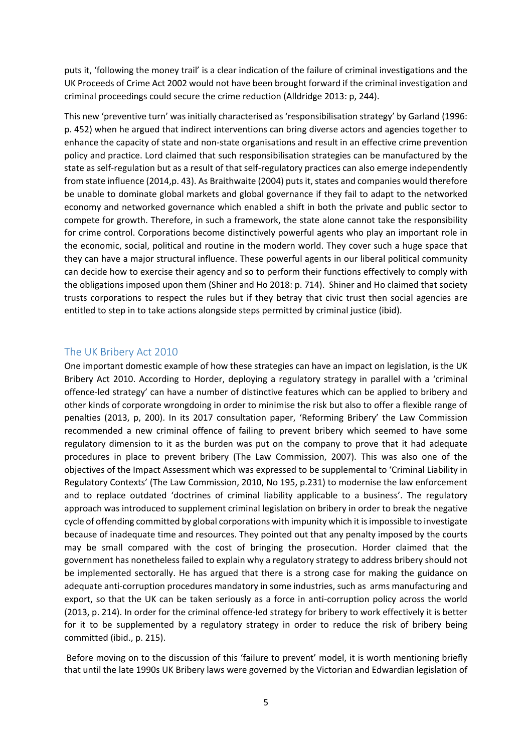puts it, 'following the money trail' is a clear indication of the failure of criminal investigations and the UK Proceeds of Crime Act 2002 would not have been brought forward if the criminal investigation and criminal proceedings could secure the crime reduction (Alldridge 2013: p, 244).

This new 'preventive turn' was initially characterised as 'responsibilisation strategy' by Garland (1996: p. 452) when he argued that indirect interventions can bring diverse actors and agencies together to enhance the capacity of state and non-state organisations and result in an effective crime prevention policy and practice. Lord claimed that such responsibilisation strategies can be manufactured by the state as self-regulation but as a result of that self-regulatory practices can also emerge independently from state influence (2014,p. 43). As Braithwaite (2004) puts it, states and companies would therefore be unable to dominate global markets and global governance if they fail to adapt to the networked economy and networked governance which enabled a shift in both the private and public sector to compete for growth. Therefore, in such a framework, the state alone cannot take the responsibility for crime control. Corporations become distinctively powerful agents who play an important role in the economic, social, political and routine in the modern world. They cover such a huge space that they can have a major structural influence. These powerful agents in our liberal political community can decide how to exercise their agency and so to perform their functions effectively to comply with the obligations imposed upon them (Shiner and Ho 2018: p. 714). Shiner and Ho claimed that society trusts corporations to respect the rules but if they betray that civic trust then social agencies are entitled to step in to take actions alongside steps permitted by criminal justice (ibid).

## The UK Bribery Act 2010

One important domestic example of how these strategies can have an impact on legislation, is the UK Bribery Act 2010. According to Horder, deploying a regulatory strategy in parallel with a 'criminal offence-led strategy' can have a number of distinctive features which can be applied to bribery and other kinds of corporate wrongdoing in order to minimise the risk but also to offer a flexible range of penalties (2013, p, 200). In its 2017 consultation paper, 'Reforming Bribery' the Law Commission recommended a new criminal offence of failing to prevent bribery which seemed to have some regulatory dimension to it as the burden was put on the company to prove that it had adequate procedures in place to prevent bribery (The Law Commission, 2007). This was also one of the objectives of the Impact Assessment which was expressed to be supplemental to 'Criminal Liability in Regulatory Contexts' (The Law Commission, 2010, No 195, p.231) to modernise the law enforcement and to replace outdated 'doctrines of criminal liability applicable to a business'. The regulatory approach was introduced to supplement criminal legislation on bribery in order to break the negative cycle of offending committed by global corporations with impunity which it is impossible to investigate because of inadequate time and resources. They pointed out that any penalty imposed by the courts may be small compared with the cost of bringing the prosecution. Horder claimed that the government has nonetheless failed to explain why a regulatory strategy to address bribery should not be implemented sectorally. He has argued that there is a strong case for making the guidance on adequate anti-corruption procedures mandatory in some industries, such as arms manufacturing and export, so that the UK can be taken seriously as a force in anti-corruption policy across the world (2013, p. 214). In order for the criminal offence-led strategy for bribery to work effectively it is better for it to be supplemented by a regulatory strategy in order to reduce the risk of bribery being committed (ibid., p. 215).

Before moving on to the discussion of this 'failure to prevent' model, it is worth mentioning briefly that until the late 1990s UK Bribery laws were governed by the Victorian and Edwardian legislation of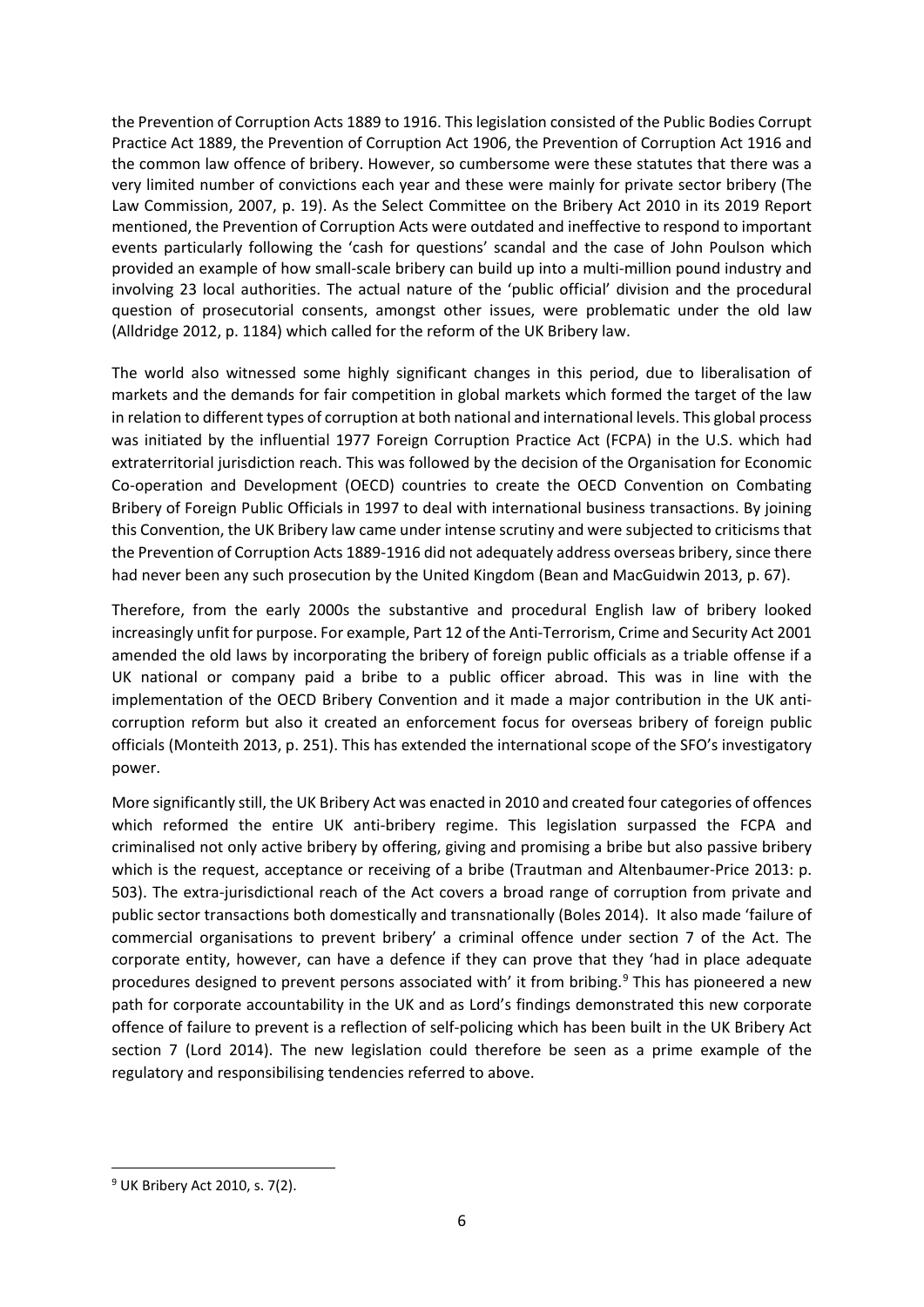the Prevention of Corruption Acts 1889 to 1916. This legislation consisted of the Public Bodies Corrupt Practice Act 1889, the Prevention of Corruption Act 1906, the Prevention of Corruption Act 1916 and the common law offence of bribery. However, so cumbersome were these statutes that there was a very limited number of convictions each year and these were mainly for private sector bribery (The Law Commission, 2007, p. 19). As the Select Committee on the Bribery Act 2010 in its 2019 Report mentioned, the Prevention of Corruption Acts were outdated and ineffective to respond to important events particularly following the 'cash for questions' scandal and the case of John Poulson which provided an example of how small-scale bribery can build up into a multi-million pound industry and involving 23 local authorities. The actual nature of the 'public official' division and the procedural question of prosecutorial consents, amongst other issues, were problematic under the old law (Alldridge 2012, p. 1184) which called for the reform of the UK Bribery law.

The world also witnessed some highly significant changes in this period, due to liberalisation of markets and the demands for fair competition in global markets which formed the target of the law in relation to different types of corruption at both national and international levels. This global process was initiated by the influential 1977 Foreign Corruption Practice Act (FCPA) in the U.S. which had extraterritorial jurisdiction reach. This was followed by the decision of the Organisation for Economic Co-operation and Development (OECD) countries to create the OECD Convention on Combating Bribery of Foreign Public Officials in 1997 to deal with international business transactions. By joining this Convention, the UK Bribery law came under intense scrutiny and were subjected to criticisms that the Prevention of Corruption Acts 1889-1916 did not adequately address overseas bribery, since there had never been any such prosecution by the United Kingdom (Bean and MacGuidwin 2013, p. 67).

Therefore, from the early 2000s the substantive and procedural English law of bribery looked increasingly unfit for purpose. For example, Part 12 of the Anti-Terrorism, Crime and Security Act 2001 amended the old laws by incorporating the bribery of foreign public officials as a triable offense if a UK national or company paid a bribe to a public officer abroad. This was in line with the implementation of the OECD Bribery Convention and it made a major contribution in the UK anti-corruption reform but also it created an enforcement focus for overseas bribery of foreign public officials (Monteith 2013, p. 251). This has extended the international scope of the SFO's investigatory power.

More significantly still, the UK Bribery Act was enacted in 2010 and created four categories of offences which reformed the entire UK anti-bribery regime. This legislation surpassed the FCPA and criminalised not only active bribery by offering, giving and promising a bribe but also passive bribery which is the request, acceptance or receiving of a bribe (Trautman and Altenbaumer-Price 2013: p. 503). The extra-jurisdictional reach of the Act covers a broad range of corruption from private and public sector transactions both domestically and transnationally (Boles 2014). It also made 'failure of commercial organisations to prevent bribery' a criminal offence under section 7 of the Act. The corporate entity, however, can have a defence if they can prove that they 'had in place adequate procedures designed to prevent persons associated with' it from bribing.[9] This has pioneered a new path for corporate accountability in the UK and as Lord's findings demonstrated this new corporate offence of failure to prevent is a reflection of self-policing which has been built in the UK Bribery Act section 7 (Lord 2014). The new legislation could therefore be seen as a prime example of the regulatory and responsibilising tendencies referred to above.

[9] UK Bribery Act 2010, s. 7(2).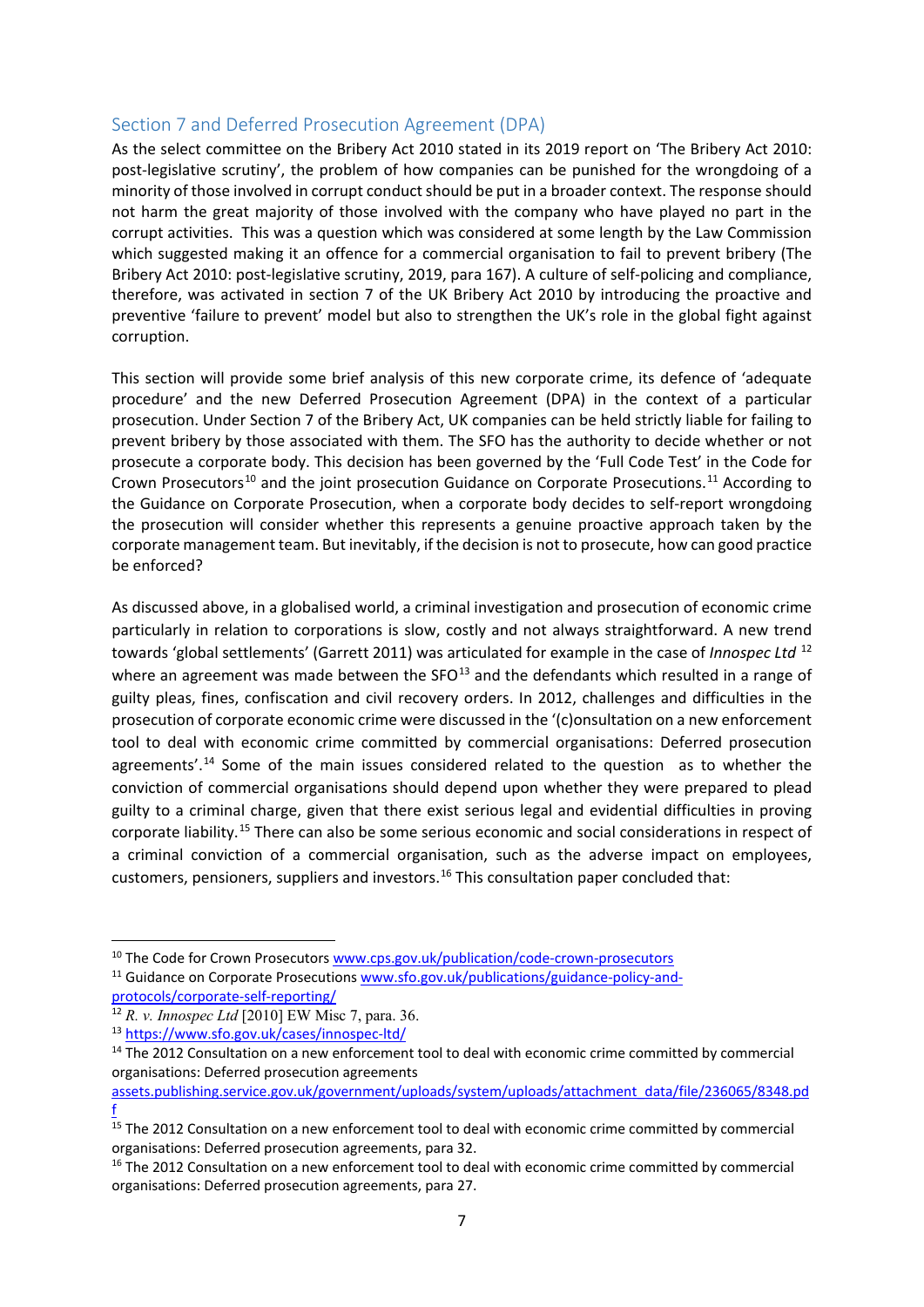## Section 7 and Deferred Prosecution Agreement (DPA)

As the select committee on the Bribery Act 2010 stated in its 2019 report on 'The Bribery Act 2010: post-legislative scrutiny', the problem of how companies can be punished for the wrongdoing of a minority of those involved in corrupt conduct should be put in a broader context. The response should not harm the great majority of those involved with the company who have played no part in the corrupt activities. This was a question which was considered at some length by the Law Commission which suggested making it an offence for a commercial organisation to fail to prevent bribery (The Bribery Act 2010: post-legislative scrutiny, 2019, para 167). A culture of self-policing and compliance, therefore, was activated in section 7 of the UK Bribery Act 2010 by introducing the proactive and preventive 'failure to prevent' model but also to strengthen the UK's role in the global fight against corruption.

This section will provide some brief analysis of this new corporate crime, its defence of 'adequate procedure' and the new Deferred Prosecution Agreement (DPA) in the context of a particular prosecution. Under Section 7 of the Bribery Act, UK companies can be held strictly liable for failing to prevent bribery by those associated with them. The SFO has the authority to decide whether or not prosecute a corporate body. This decision has been governed by the 'Full Code Test' in the Code for Crown Prosecutors[10] and the joint prosecution Guidance on Corporate Prosecutions.[11] According to the Guidance on Corporate Prosecution, when a corporate body decides to self-report wrongdoing the prosecution will consider whether this represents a genuine proactive approach taken by the corporate management team. But inevitably, if the decision is not to prosecute, how can good practice be enforced?

As discussed above, in a globalised world, a criminal investigation and prosecution of economic crime particularly in relation to corporations is slow, costly and not always straightforward. A new trend towards 'global settlements' (Garrett 2011) was articulated for example in the case of *Innospec Ltd* [12] where an agreement was made between the SFO[13] and the defendants which resulted in a range of guilty pleas, fines, confiscation and civil recovery orders. In 2012, challenges and difficulties in the prosecution of corporate economic crime were discussed in the '(c)onsultation on a new enforcement tool to deal with economic crime committed by commercial organisations: Deferred prosecution agreements'.[14] Some of the main issues considered related to the question as to whether the conviction of commercial organisations should depend upon whether they were prepared to plead guilty to a criminal charge, given that there exist serious legal and evidential difficulties in proving corporate liability.[15] There can also be some serious economic and social considerations in respect of a criminal conviction of a commercial organisation, such as the adverse impact on employees, customers, pensioners, suppliers and investors.[16] This consultation paper concluded that:

---

[10] The Code for Crown Prosecutors www.cps.gov.uk/publication/code-crown-prosecutors

[11] Guidance on Corporate Prosecutions www.sfo.gov.uk/publications/guidance-policy-and-protocols/corporate-self-reporting/

[12] *R. v. Innospec Ltd* [2010] EW Misc 7, para. 36.

[13] https://www.sfo.gov.uk/cases/innospec-ltd/

[14] The 2012 Consultation on a new enforcement tool to deal with economic crime committed by commercial organisations: Deferred prosecution agreements assets.publishing.service.gov.uk/government/uploads/system/uploads/attachment_data/file/236065/8348.pdf

[15] The 2012 Consultation on a new enforcement tool to deal with economic crime committed by commercial organisations: Deferred prosecution agreements, para 32.

[16] The 2012 Consultation on a new enforcement tool to deal with economic crime committed by commercial organisations: Deferred prosecution agreements, para 27.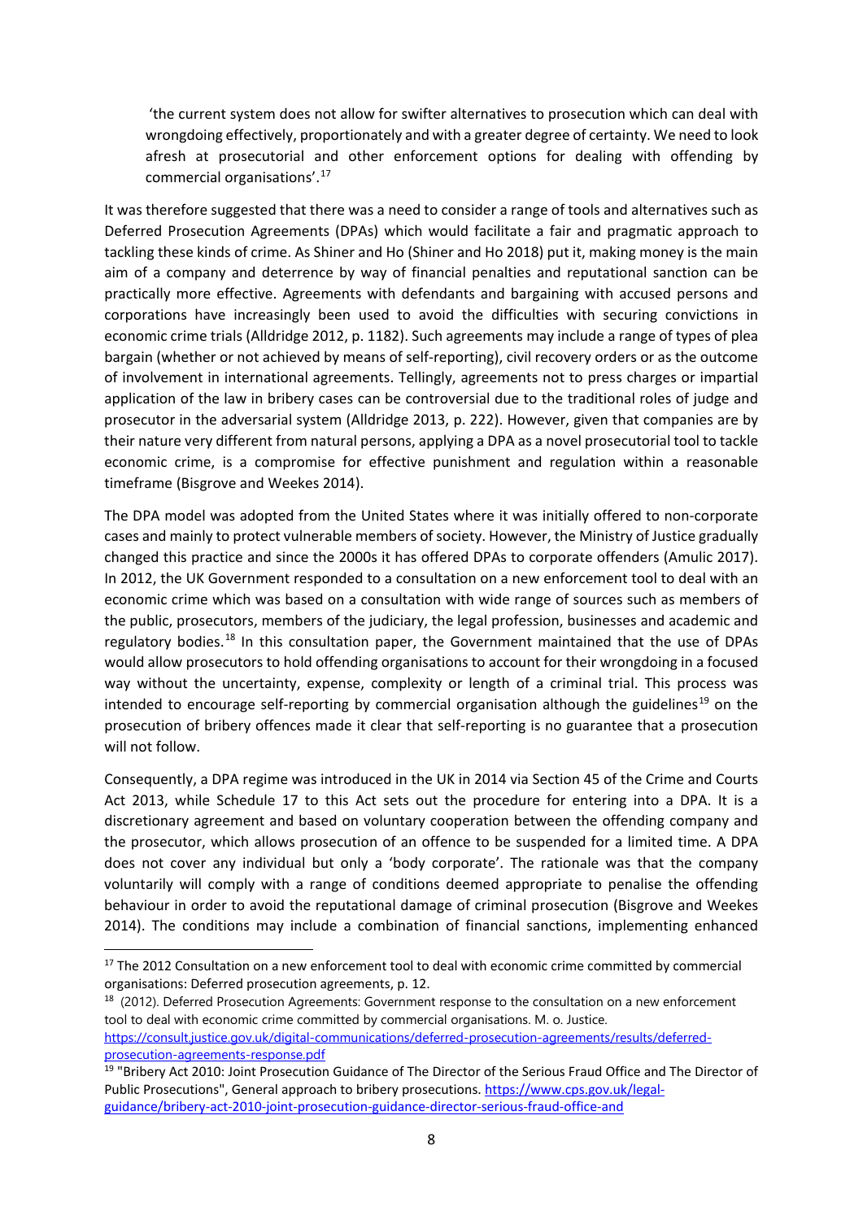> 'the current system does not allow for swifter alternatives to prosecution which can deal with wrongdoing effectively, proportionately and with a greater degree of certainty. We need to look afresh at prosecutorial and other enforcement options for dealing with offending by commercial organisations'.[17]

It was therefore suggested that there was a need to consider a range of tools and alternatives such as Deferred Prosecution Agreements (DPAs) which would facilitate a fair and pragmatic approach to tackling these kinds of crime. As Shiner and Ho (Shiner and Ho 2018) put it, making money is the main aim of a company and deterrence by way of financial penalties and reputational sanction can be practically more effective. Agreements with defendants and bargaining with accused persons and corporations have increasingly been used to avoid the difficulties with securing convictions in economic crime trials (Alldridge 2012, p. 1182). Such agreements may include a range of types of plea bargain (whether or not achieved by means of self-reporting), civil recovery orders or as the outcome of involvement in international agreements. Tellingly, agreements not to press charges or impartial application of the law in bribery cases can be controversial due to the traditional roles of judge and prosecutor in the adversarial system (Alldridge 2013, p. 222). However, given that companies are by their nature very different from natural persons, applying a DPA as a novel prosecutorial tool to tackle economic crime, is a compromise for effective punishment and regulation within a reasonable timeframe (Bisgrove and Weekes 2014).

The DPA model was adopted from the United States where it was initially offered to non-corporate cases and mainly to protect vulnerable members of society. However, the Ministry of Justice gradually changed this practice and since the 2000s it has offered DPAs to corporate offenders (Amulic 2017). In 2012, the UK Government responded to a consultation on a new enforcement tool to deal with an economic crime which was based on a consultation with wide range of sources such as members of the public, prosecutors, members of the judiciary, the legal profession, businesses and academic and regulatory bodies.[18] In this consultation paper, the Government maintained that the use of DPAs would allow prosecutors to hold offending organisations to account for their wrongdoing in a focused way without the uncertainty, expense, complexity or length of a criminal trial. This process was intended to encourage self-reporting by commercial organisation although the guidelines[19] on the prosecution of bribery offences made it clear that self-reporting is no guarantee that a prosecution will not follow.

Consequently, a DPA regime was introduced in the UK in 2014 via Section 45 of the Crime and Courts Act 2013, while Schedule 17 to this Act sets out the procedure for entering into a DPA. It is a discretionary agreement and based on voluntary cooperation between the offending company and the prosecutor, which allows prosecution of an offence to be suspended for a limited time. A DPA does not cover any individual but only a 'body corporate'. The rationale was that the company voluntarily will comply with a range of conditions deemed appropriate to penalise the offending behaviour in order to avoid the reputational damage of criminal prosecution (Bisgrove and Weekes 2014). The conditions may include a combination of financial sanctions, implementing enhanced

---

[17] The 2012 Consultation on a new enforcement tool to deal with economic crime committed by commercial organisations: Deferred prosecution agreements, p. 12.

[18] (2012). Deferred Prosecution Agreements: Government response to the consultation on a new enforcement tool to deal with economic crime committed by commercial organisations. M. o. Justice. https://consult.justice.gov.uk/digital-communications/deferred-prosecution-agreements/results/deferred-prosecution-agreements-response.pdf

[19] "Bribery Act 2010: Joint Prosecution Guidance of The Director of the Serious Fraud Office and The Director of Public Prosecutions", General approach to bribery prosecutions. https://www.cps.gov.uk/legal-guidance/bribery-act-2010-joint-prosecution-guidance-director-serious-fraud-office-and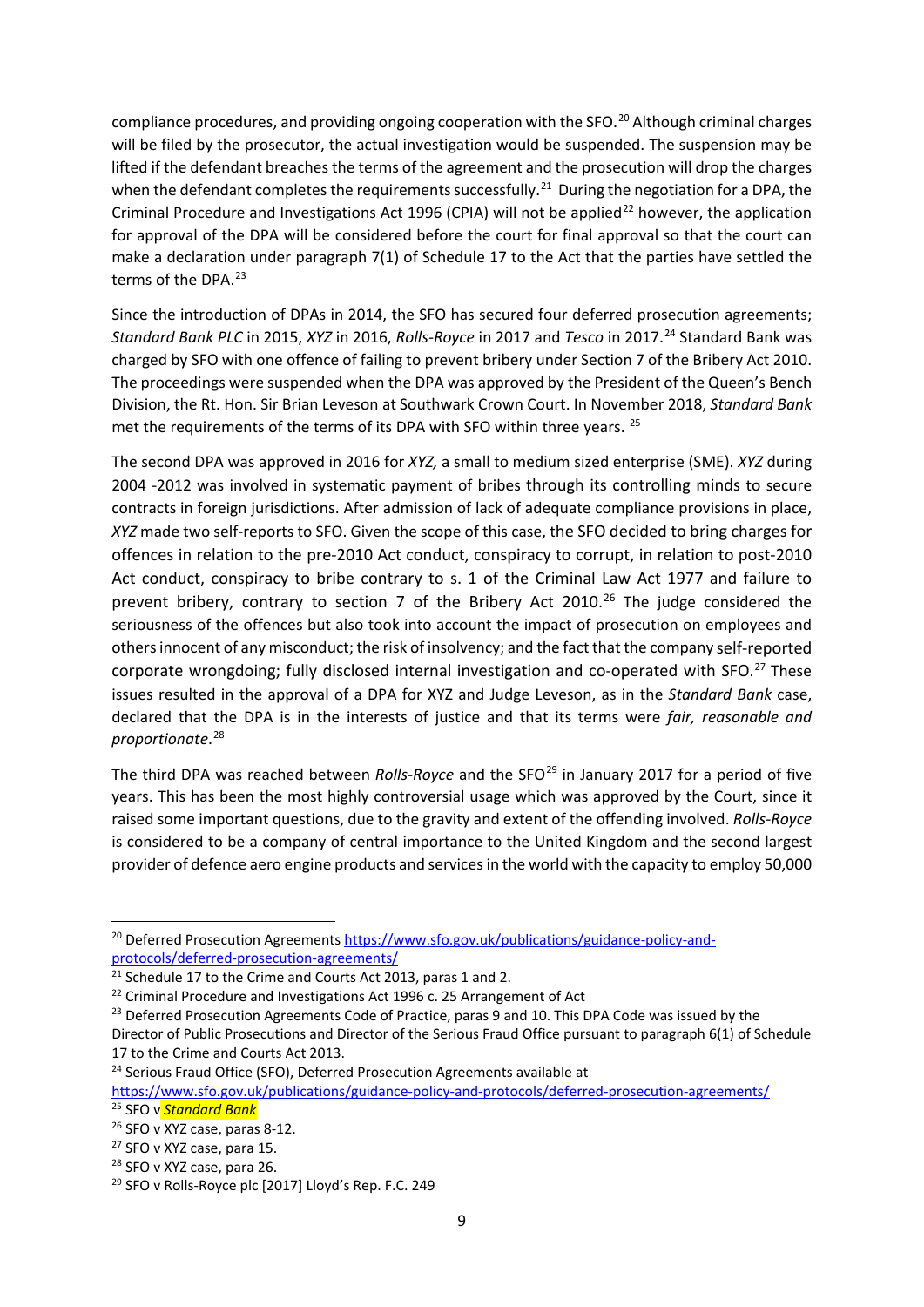compliance procedures, and providing ongoing cooperation with the SFO.[20] Although criminal charges will be filed by the prosecutor, the actual investigation would be suspended. The suspension may be lifted if the defendant breaches the terms of the agreement and the prosecution will drop the charges when the defendant completes the requirements successfully.[21] During the negotiation for a DPA, the Criminal Procedure and Investigations Act 1996 (CPIA) will not be applied[22] however, the application for approval of the DPA will be considered before the court for final approval so that the court can make a declaration under paragraph 7(1) of Schedule 17 to the Act that the parties have settled the terms of the DPA.[23]

Since the introduction of DPAs in 2014, the SFO has secured four deferred prosecution agreements; *Standard Bank PLC* in 2015, *XYZ* in 2016, *Rolls-Royce* in 2017 and *Tesco* in 2017.[24] Standard Bank was charged by SFO with one offence of failing to prevent bribery under Section 7 of the Bribery Act 2010. The proceedings were suspended when the DPA was approved by the President of the Queen's Bench Division, the Rt. Hon. Sir Brian Leveson at Southwark Crown Court. In November 2018, *Standard Bank* met the requirements of the terms of its DPA with SFO within three years. [25]

The second DPA was approved in 2016 for *XYZ,* a small to medium sized enterprise (SME). *XYZ* during 2004 -2012 was involved in systematic payment of bribes through its controlling minds to secure contracts in foreign jurisdictions. After admission of lack of adequate compliance provisions in place, *XYZ* made two self-reports to SFO. Given the scope of this case, the SFO decided to bring charges for offences in relation to the pre-2010 Act conduct, conspiracy to corrupt, in relation to post-2010 Act conduct, conspiracy to bribe contrary to s. 1 of the Criminal Law Act 1977 and failure to prevent bribery, contrary to section 7 of the Bribery Act 2010.[26] The judge considered the seriousness of the offences but also took into account the impact of prosecution on employees and others innocent of any misconduct; the risk of insolvency; and the fact that the company self-reported corporate wrongdoing; fully disclosed internal investigation and co-operated with SFO.[27] These issues resulted in the approval of a DPA for XYZ and Judge Leveson, as in the *Standard Bank* case, declared that the DPA is in the interests of justice and that its terms were *fair, reasonable and proportionate*.[28]

The third DPA was reached between *Rolls-Royce* and the SFO[29] in January 2017 for a period of five years. This has been the most highly controversial usage which was approved by the Court, since it raised some important questions, due to the gravity and extent of the offending involved. *Rolls-Royce* is considered to be a company of central importance to the United Kingdom and the second largest provider of defence aero engine products and services in the world with the capacity to employ 50,000

---

[20] Deferred Prosecution Agreements https://www.sfo.gov.uk/publications/guidance-policy-and-protocols/deferred-prosecution-agreements/

[21] Schedule 17 to the Crime and Courts Act 2013, paras 1 and 2.

[22] Criminal Procedure and Investigations Act 1996 c. 25 Arrangement of Act

[23] Deferred Prosecution Agreements Code of Practice, paras 9 and 10. This DPA Code was issued by the Director of Public Prosecutions and Director of the Serious Fraud Office pursuant to paragraph 6(1) of Schedule 17 to the Crime and Courts Act 2013.

[24] Serious Fraud Office (SFO), Deferred Prosecution Agreements available at https://www.sfo.gov.uk/publications/guidance-policy-and-protocols/deferred-prosecution-agreements/

[25] SFO v *Standard Bank*

[26] SFO v XYZ case, paras 8-12.

[27] SFO v XYZ case, para 15.

[28] SFO v XYZ case, para 26.

[29] SFO v Rolls-Royce plc [2017] Lloyd's Rep. F.C. 249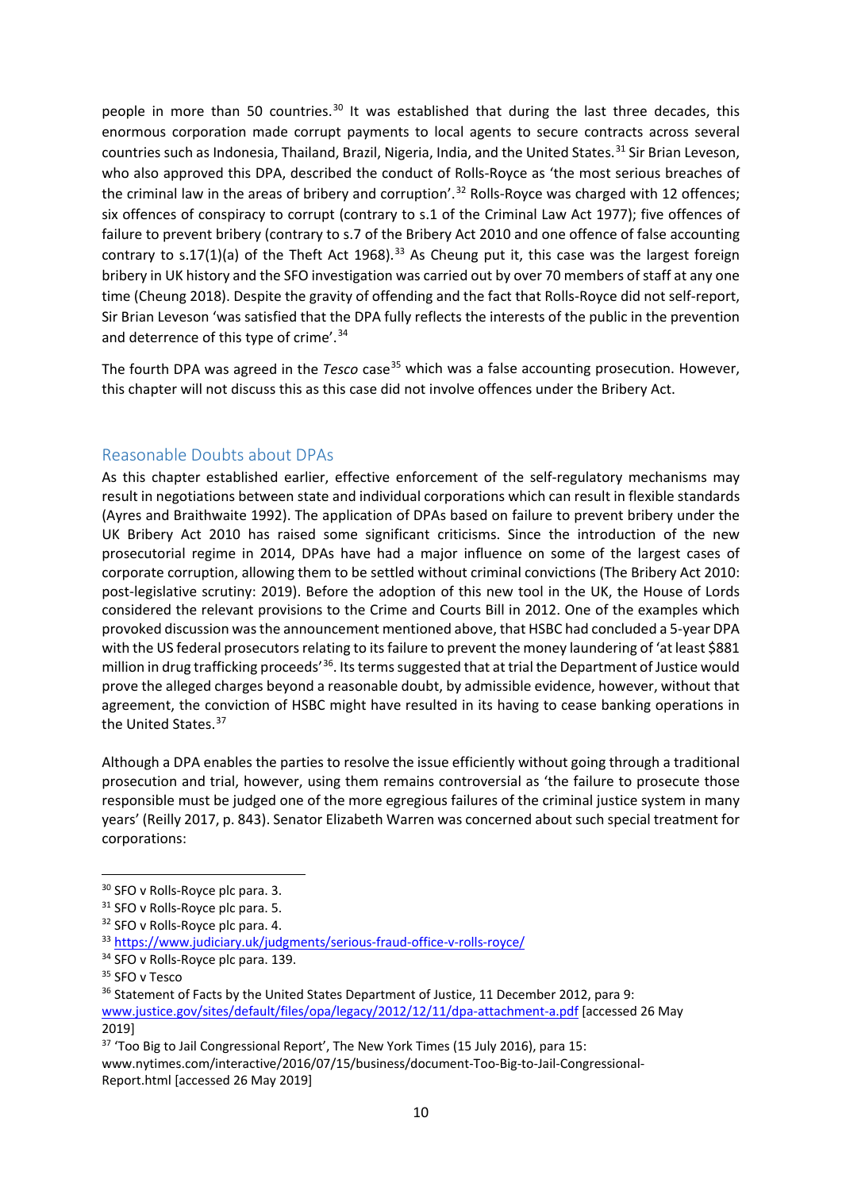people in more than 50 countries.[30] It was established that during the last three decades, this enormous corporation made corrupt payments to local agents to secure contracts across several countries such as Indonesia, Thailand, Brazil, Nigeria, India, and the United States.[31] Sir Brian Leveson, who also approved this DPA, described the conduct of Rolls-Royce as 'the most serious breaches of the criminal law in the areas of bribery and corruption'.[32] Rolls-Royce was charged with 12 offences; six offences of conspiracy to corrupt (contrary to s.1 of the Criminal Law Act 1977); five offences of failure to prevent bribery (contrary to s.7 of the Bribery Act 2010 and one offence of false accounting contrary to s.17(1)(a) of the Theft Act 1968).[33] As Cheung put it, this case was the largest foreign bribery in UK history and the SFO investigation was carried out by over 70 members of staff at any one time (Cheung 2018). Despite the gravity of offending and the fact that Rolls-Royce did not self-report, Sir Brian Leveson 'was satisfied that the DPA fully reflects the interests of the public in the prevention and deterrence of this type of crime'.[34]

The fourth DPA was agreed in the *Tesco* case[35] which was a false accounting prosecution. However, this chapter will not discuss this as this case did not involve offences under the Bribery Act.

## Reasonable Doubts about DPAs

As this chapter established earlier, effective enforcement of the self-regulatory mechanisms may result in negotiations between state and individual corporations which can result in flexible standards (Ayres and Braithwaite 1992). The application of DPAs based on failure to prevent bribery under the UK Bribery Act 2010 has raised some significant criticisms. Since the introduction of the new prosecutorial regime in 2014, DPAs have had a major influence on some of the largest cases of corporate corruption, allowing them to be settled without criminal convictions (The Bribery Act 2010: post-legislative scrutiny: 2019). Before the adoption of this new tool in the UK, the House of Lords considered the relevant provisions to the Crime and Courts Bill in 2012. One of the examples which provoked discussion was the announcement mentioned above, that HSBC had concluded a 5-year DPA with the US federal prosecutors relating to its failure to prevent the money laundering of 'at least $881 million in drug trafficking proceeds'[36]. Its terms suggested that at trial the Department of Justice would prove the alleged charges beyond a reasonable doubt, by admissible evidence, however, without that agreement, the conviction of HSBC might have resulted in its having to cease banking operations in the United States.[37]

Although a DPA enables the parties to resolve the issue efficiently without going through a traditional prosecution and trial, however, using them remains controversial as 'the failure to prosecute those responsible must be judged one of the more egregious failures of the criminal justice system in many years' (Reilly 2017, p. 843). Senator Elizabeth Warren was concerned about such special treatment for corporations:

---

[30] SFO v Rolls-Royce plc para. 3.

[31] SFO v Rolls-Royce plc para. 5.

[32] SFO v Rolls-Royce plc para. 4.

[33] https://www.judiciary.uk/judgments/serious-fraud-office-v-rolls-royce/

[34] SFO v Rolls-Royce plc para. 139.

[35] SFO v Tesco

[36] Statement of Facts by the United States Department of Justice, 11 December 2012, para 9: www.justice.gov/sites/default/files/opa/legacy/2012/12/11/dpa-attachment-a.pdf [accessed 26 May 2019]

[37] 'Too Big to Jail Congressional Report', The New York Times (15 July 2016), para 15: www.nytimes.com/interactive/2016/07/15/business/document-Too-Big-to-Jail-Congressional-Report.html [accessed 26 May 2019]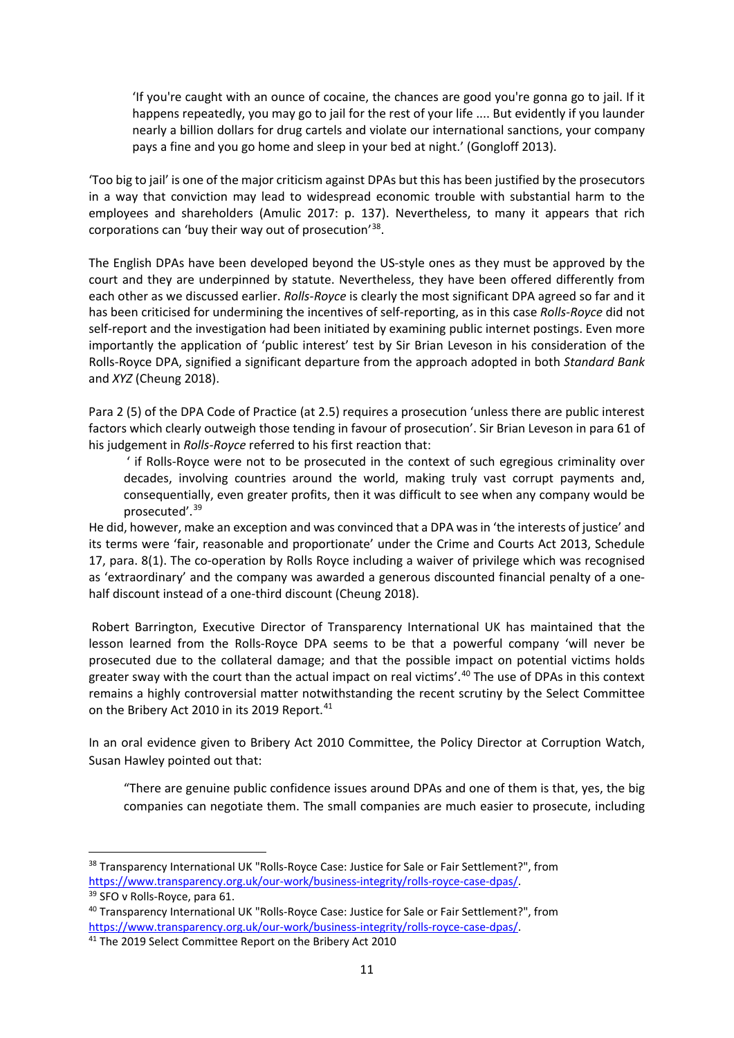> 'If you're caught with an ounce of cocaine, the chances are good you're gonna go to jail. If it happens repeatedly, you may go to jail for the rest of your life .... But evidently if you launder nearly a billion dollars for drug cartels and violate our international sanctions, your company pays a fine and you go home and sleep in your bed at night.' (Gongloff 2013).

'Too big to jail' is one of the major criticism against DPAs but this has been justified by the prosecutors in a way that conviction may lead to widespread economic trouble with substantial harm to the employees and shareholders (Amulic 2017: p. 137). Nevertheless, to many it appears that rich corporations can 'buy their way out of prosecution'[38].

The English DPAs have been developed beyond the US-style ones as they must be approved by the court and they are underpinned by statute. Nevertheless, they have been offered differently from each other as we discussed earlier. *Rolls-Royce* is clearly the most significant DPA agreed so far and it has been criticised for undermining the incentives of self-reporting, as in this case *Rolls-Royce* did not self-report and the investigation had been initiated by examining public internet postings. Even more importantly the application of 'public interest' test by Sir Brian Leveson in his consideration of the Rolls-Royce DPA, signified a significant departure from the approach adopted in both *Standard Bank* and *XYZ* (Cheung 2018).

Para 2 (5) of the DPA Code of Practice (at 2.5) requires a prosecution 'unless there are public interest factors which clearly outweigh those tending in favour of prosecution'. Sir Brian Leveson in para 61 of his judgement in *Rolls-Royce* referred to his first reaction that:

> ' if Rolls-Royce were not to be prosecuted in the context of such egregious criminality over decades, involving countries around the world, making truly vast corrupt payments and, consequentially, even greater profits, then it was difficult to see when any company would be prosecuted'.[39]

He did, however, make an exception and was convinced that a DPA was in 'the interests of justice' and its terms were 'fair, reasonable and proportionate' under the Crime and Courts Act 2013, Schedule 17, para. 8(1). The co-operation by Rolls Royce including a waiver of privilege which was recognised as 'extraordinary' and the company was awarded a generous discounted financial penalty of a one-half discount instead of a one-third discount (Cheung 2018).

Robert Barrington, Executive Director of Transparency International UK has maintained that the lesson learned from the Rolls-Royce DPA seems to be that a powerful company 'will never be prosecuted due to the collateral damage; and that the possible impact on potential victims holds greater sway with the court than the actual impact on real victims'.[40] The use of DPAs in this context remains a highly controversial matter notwithstanding the recent scrutiny by the Select Committee on the Bribery Act 2010 in its 2019 Report.[41]

In an oral evidence given to Bribery Act 2010 Committee, the Policy Director at Corruption Watch, Susan Hawley pointed out that:

> "There are genuine public confidence issues around DPAs and one of them is that, yes, the big companies can negotiate them. The small companies are much easier to prosecute, including

---

[38] Transparency International UK "Rolls-Royce Case: Justice for Sale or Fair Settlement?", from https://www.transparency.org.uk/our-work/business-integrity/rolls-royce-case-dpas/.

[39] SFO v Rolls-Royce, para 61.

[40] Transparency International UK "Rolls-Royce Case: Justice for Sale or Fair Settlement?", from https://www.transparency.org.uk/our-work/business-integrity/rolls-royce-case-dpas/.

[41] The 2019 Select Committee Report on the Bribery Act 2010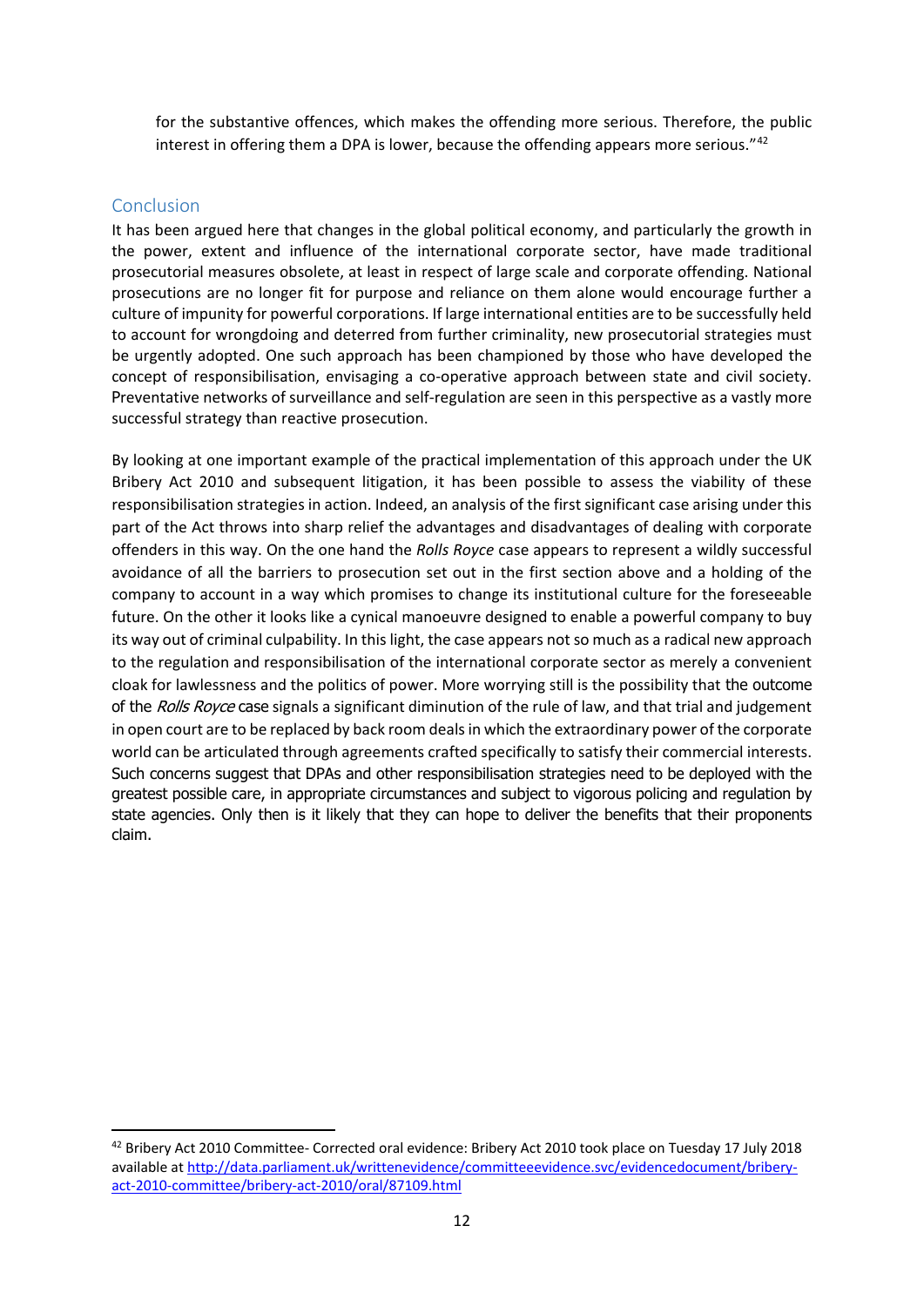for the substantive offences, which makes the offending more serious. Therefore, the public interest in offering them a DPA is lower, because the offending appears more serious."[42]

## Conclusion

It has been argued here that changes in the global political economy, and particularly the growth in the power, extent and influence of the international corporate sector, have made traditional prosecutorial measures obsolete, at least in respect of large scale and corporate offending. National prosecutions are no longer fit for purpose and reliance on them alone would encourage further a culture of impunity for powerful corporations. If large international entities are to be successfully held to account for wrongdoing and deterred from further criminality, new prosecutorial strategies must be urgently adopted. One such approach has been championed by those who have developed the concept of responsibilisation, envisaging a co-operative approach between state and civil society. Preventative networks of surveillance and self-regulation are seen in this perspective as a vastly more successful strategy than reactive prosecution.

By looking at one important example of the practical implementation of this approach under the UK Bribery Act 2010 and subsequent litigation, it has been possible to assess the viability of these responsibilisation strategies in action. Indeed, an analysis of the first significant case arising under this part of the Act throws into sharp relief the advantages and disadvantages of dealing with corporate offenders in this way. On the one hand the *Rolls Royce* case appears to represent a wildly successful avoidance of all the barriers to prosecution set out in the first section above and a holding of the company to account in a way which promises to change its institutional culture for the foreseeable future. On the other it looks like a cynical manoeuvre designed to enable a powerful company to buy its way out of criminal culpability. In this light, the case appears not so much as a radical new approach to the regulation and responsibilisation of the international corporate sector as merely a convenient cloak for lawlessness and the politics of power. More worrying still is the possibility that the outcome of the *Rolls Royce* case signals a significant diminution of the rule of law, and that trial and judgement in open court are to be replaced by back room deals in which the extraordinary power of the corporate world can be articulated through agreements crafted specifically to satisfy their commercial interests. Such concerns suggest that DPAs and other responsibilisation strategies need to be deployed with the greatest possible care, in appropriate circumstances and subject to vigorous policing and regulation by state agencies. Only then is it likely that they can hope to deliver the benefits that their proponents claim.

---

[42] Bribery Act 2010 Committee- Corrected oral evidence: Bribery Act 2010 took place on Tuesday 17 July 2018 available at http://data.parliament.uk/writtenevidence/committeeevidence.svc/evidencedocument/bribery-act-2010-committee/bribery-act-2010/oral/87109.html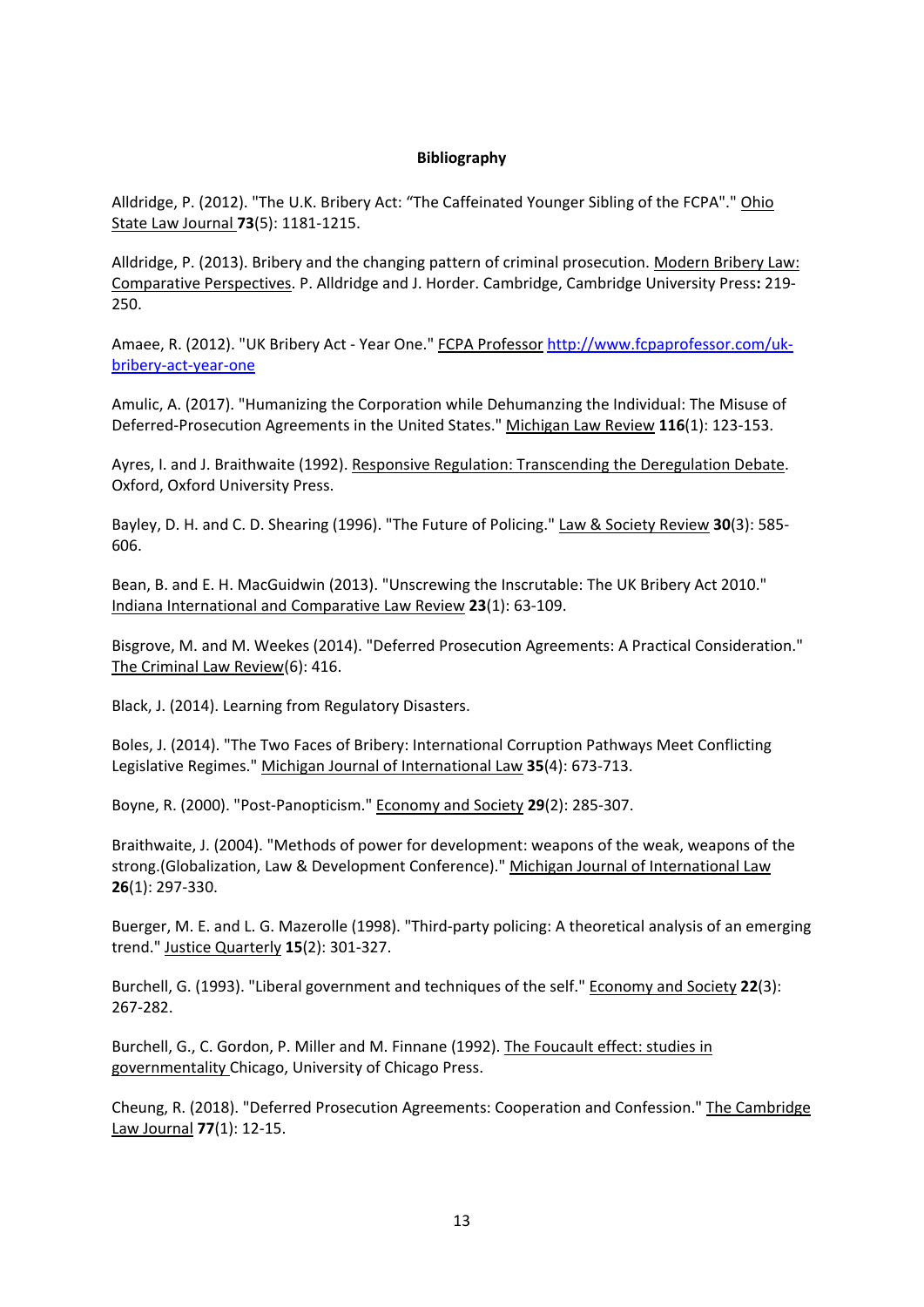**Bibliography**

Alldridge, P. (2012). "The U.K. Bribery Act: "The Caffeinated Younger Sibling of the FCPA"." Ohio State Law Journal **73**(5): 1181-1215.

Alldridge, P. (2013). Bribery and the changing pattern of criminal prosecution. Modern Bribery Law: Comparative Perspectives. P. Alldridge and J. Horder. Cambridge, Cambridge University Press**:** 219-250.

Amaee, R. (2012). "UK Bribery Act - Year One." FCPA Professor http://www.fcpaprofessor.com/uk-bribery-act-year-one

Amulic, A. (2017). "Humanizing the Corporation while Dehumanzing the Individual: The Misuse of Deferred-Prosecution Agreements in the United States." Michigan Law Review **116**(1): 123-153.

Ayres, I. and J. Braithwaite (1992). Responsive Regulation: Transcending the Deregulation Debate. Oxford, Oxford University Press.

Bayley, D. H. and C. D. Shearing (1996). "The Future of Policing." Law & Society Review **30**(3): 585-606.

Bean, B. and E. H. MacGuidwin (2013). "Unscrewing the Inscrutable: The UK Bribery Act 2010." Indiana International and Comparative Law Review **23**(1): 63-109.

Bisgrove, M. and M. Weekes (2014). "Deferred Prosecution Agreements: A Practical Consideration." The Criminal Law Review(6): 416.

Black, J. (2014). Learning from Regulatory Disasters.

Boles, J. (2014). "The Two Faces of Bribery: International Corruption Pathways Meet Conflicting Legislative Regimes." Michigan Journal of International Law **35**(4): 673-713.

Boyne, R. (2000). "Post-Panopticism." Economy and Society **29**(2): 285-307.

Braithwaite, J. (2004). "Methods of power for development: weapons of the weak, weapons of the strong.(Globalization, Law & Development Conference)." Michigan Journal of International Law **26**(1): 297-330.

Buerger, M. E. and L. G. Mazerolle (1998). "Third-party policing: A theoretical analysis of an emerging trend." Justice Quarterly **15**(2): 301-327.

Burchell, G. (1993). "Liberal government and techniques of the self." Economy and Society **22**(3): 267-282.

Burchell, G., C. Gordon, P. Miller and M. Finnane (1992). The Foucault effect: studies in governmentality Chicago, University of Chicago Press.

Cheung, R. (2018). "Deferred Prosecution Agreements: Cooperation and Confession." The Cambridge Law Journal **77**(1): 12-15.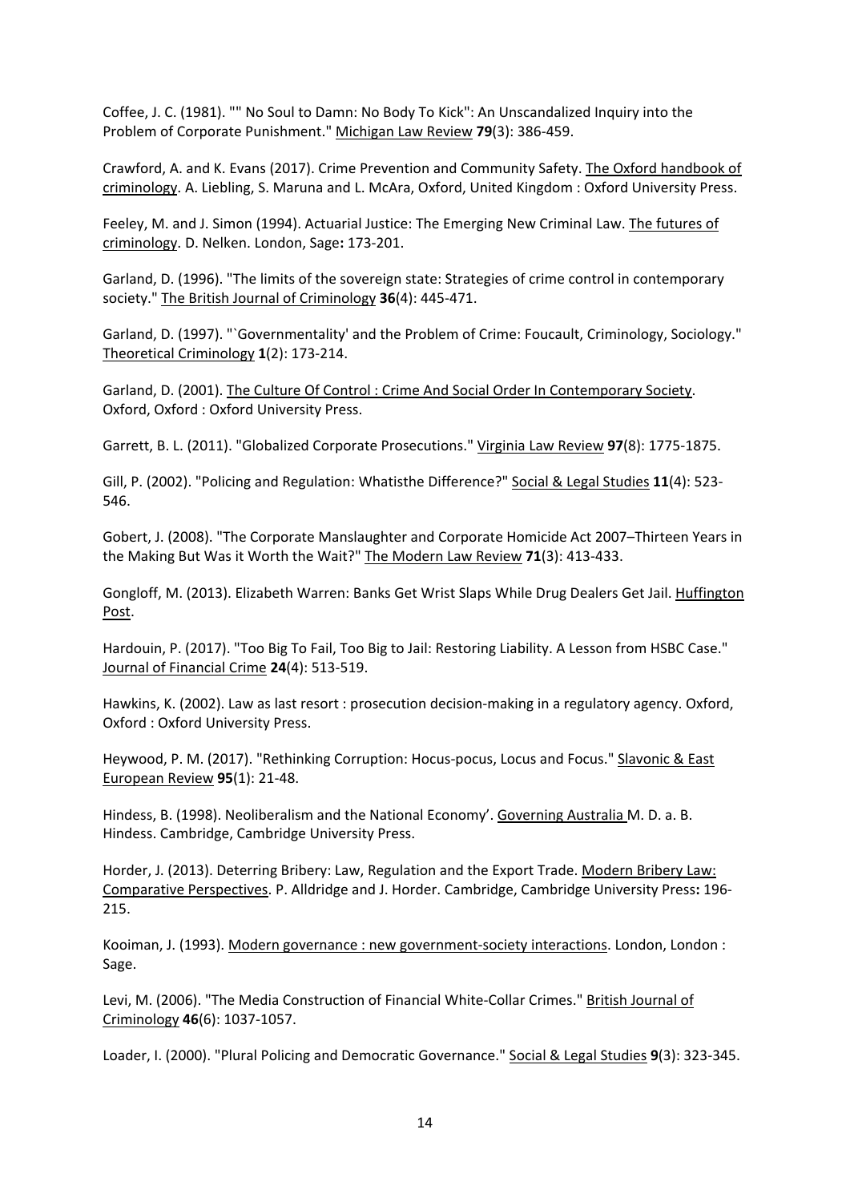Coffee, J. C. (1981). "" No Soul to Damn: No Body To Kick": An Unscandalized Inquiry into the Problem of Corporate Punishment." Michigan Law Review **79**(3): 386-459.

Crawford, A. and K. Evans (2017). Crime Prevention and Community Safety. The Oxford handbook of criminology. A. Liebling, S. Maruna and L. McAra, Oxford, United Kingdom : Oxford University Press.

Feeley, M. and J. Simon (1994). Actuarial Justice: The Emerging New Criminal Law. The futures of criminology. D. Nelken. London, Sage**:** 173-201.

Garland, D. (1996). "The limits of the sovereign state: Strategies of crime control in contemporary society." The British Journal of Criminology **36**(4): 445-471.

Garland, D. (1997). "`Governmentality' and the Problem of Crime: Foucault, Criminology, Sociology." Theoretical Criminology **1**(2): 173-214.

Garland, D. (2001). The Culture Of Control : Crime And Social Order In Contemporary Society. Oxford, Oxford : Oxford University Press.

Garrett, B. L. (2011). "Globalized Corporate Prosecutions." Virginia Law Review **97**(8): 1775-1875.

Gill, P. (2002). "Policing and Regulation: Whatisthe Difference?" Social & Legal Studies **11**(4): 523-546.

Gobert, J. (2008). "The Corporate Manslaughter and Corporate Homicide Act 2007–Thirteen Years in the Making But Was it Worth the Wait?" The Modern Law Review **71**(3): 413-433.

Gongloff, M. (2013). Elizabeth Warren: Banks Get Wrist Slaps While Drug Dealers Get Jail. Huffington Post.

Hardouin, P. (2017). "Too Big To Fail, Too Big to Jail: Restoring Liability. A Lesson from HSBC Case." Journal of Financial Crime **24**(4): 513-519.

Hawkins, K. (2002). Law as last resort : prosecution decision-making in a regulatory agency. Oxford, Oxford : Oxford University Press.

Heywood, P. M. (2017). "Rethinking Corruption: Hocus-pocus, Locus and Focus." Slavonic & East European Review **95**(1): 21-48.

Hindess, B. (1998). Neoliberalism and the National Economy'. Governing Australia M. D. a. B. Hindess. Cambridge, Cambridge University Press.

Horder, J. (2013). Deterring Bribery: Law, Regulation and the Export Trade. Modern Bribery Law: Comparative Perspectives. P. Alldridge and J. Horder. Cambridge, Cambridge University Press**:** 196-215.

Kooiman, J. (1993). Modern governance : new government-society interactions. London, London : Sage.

Levi, M. (2006). "The Media Construction of Financial White-Collar Crimes." British Journal of Criminology **46**(6): 1037-1057.

Loader, I. (2000). "Plural Policing and Democratic Governance." Social & Legal Studies **9**(3): 323-345.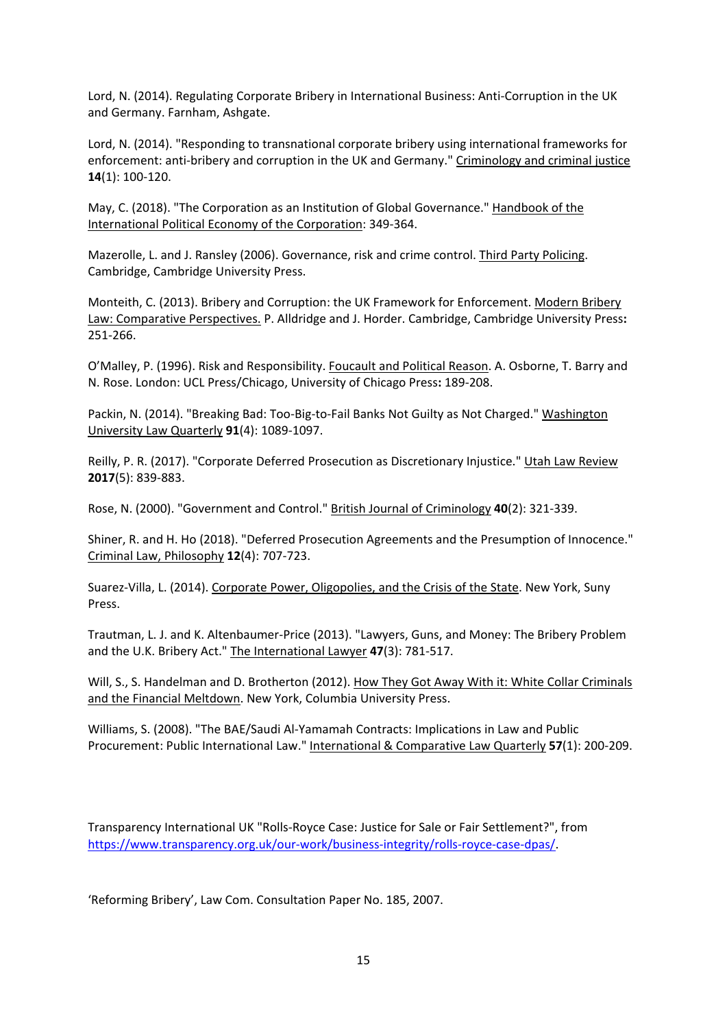Lord, N. (2014). Regulating Corporate Bribery in International Business: Anti-Corruption in the UK and Germany. Farnham, Ashgate.

Lord, N. (2014). "Responding to transnational corporate bribery using international frameworks for enforcement: anti-bribery and corruption in the UK and Germany." Criminology and criminal justice **14**(1): 100-120.

May, C. (2018). "The Corporation as an Institution of Global Governance." Handbook of the International Political Economy of the Corporation: 349-364.

Mazerolle, L. and J. Ransley (2006). Governance, risk and crime control. Third Party Policing. Cambridge, Cambridge University Press.

Monteith, C. (2013). Bribery and Corruption: the UK Framework for Enforcement. Modern Bribery Law: Comparative Perspectives. P. Alldridge and J. Horder. Cambridge, Cambridge University Press**:** 251-266.

O'Malley, P. (1996). Risk and Responsibility. Foucault and Political Reason. A. Osborne, T. Barry and N. Rose. London: UCL Press/Chicago, University of Chicago Press**:** 189-208.

Packin, N. (2014). "Breaking Bad: Too-Big-to-Fail Banks Not Guilty as Not Charged." Washington University Law Quarterly **91**(4): 1089-1097.

Reilly, P. R. (2017). "Corporate Deferred Prosecution as Discretionary Injustice." Utah Law Review **2017**(5): 839-883.

Rose, N. (2000). "Government and Control." British Journal of Criminology **40**(2): 321-339.

Shiner, R. and H. Ho (2018). "Deferred Prosecution Agreements and the Presumption of Innocence." Criminal Law, Philosophy **12**(4): 707-723.

Suarez-Villa, L. (2014). Corporate Power, Oligopolies, and the Crisis of the State. New York, Suny Press.

Trautman, L. J. and K. Altenbaumer-Price (2013). "Lawyers, Guns, and Money: The Bribery Problem and the U.K. Bribery Act." The International Lawyer **47**(3): 781-517.

Will, S., S. Handelman and D. Brotherton (2012). How They Got Away With it: White Collar Criminals and the Financial Meltdown. New York, Columbia University Press.

Williams, S. (2008). "The BAE/Saudi Al-Yamamah Contracts: Implications in Law and Public Procurement: Public International Law." International & Comparative Law Quarterly **57**(1): 200-209.

Transparency International UK "Rolls-Royce Case: Justice for Sale or Fair Settlement?", from https://www.transparency.org.uk/our-work/business-integrity/rolls-royce-case-dpas/.

'Reforming Bribery', Law Com. Consultation Paper No. 185, 2007.